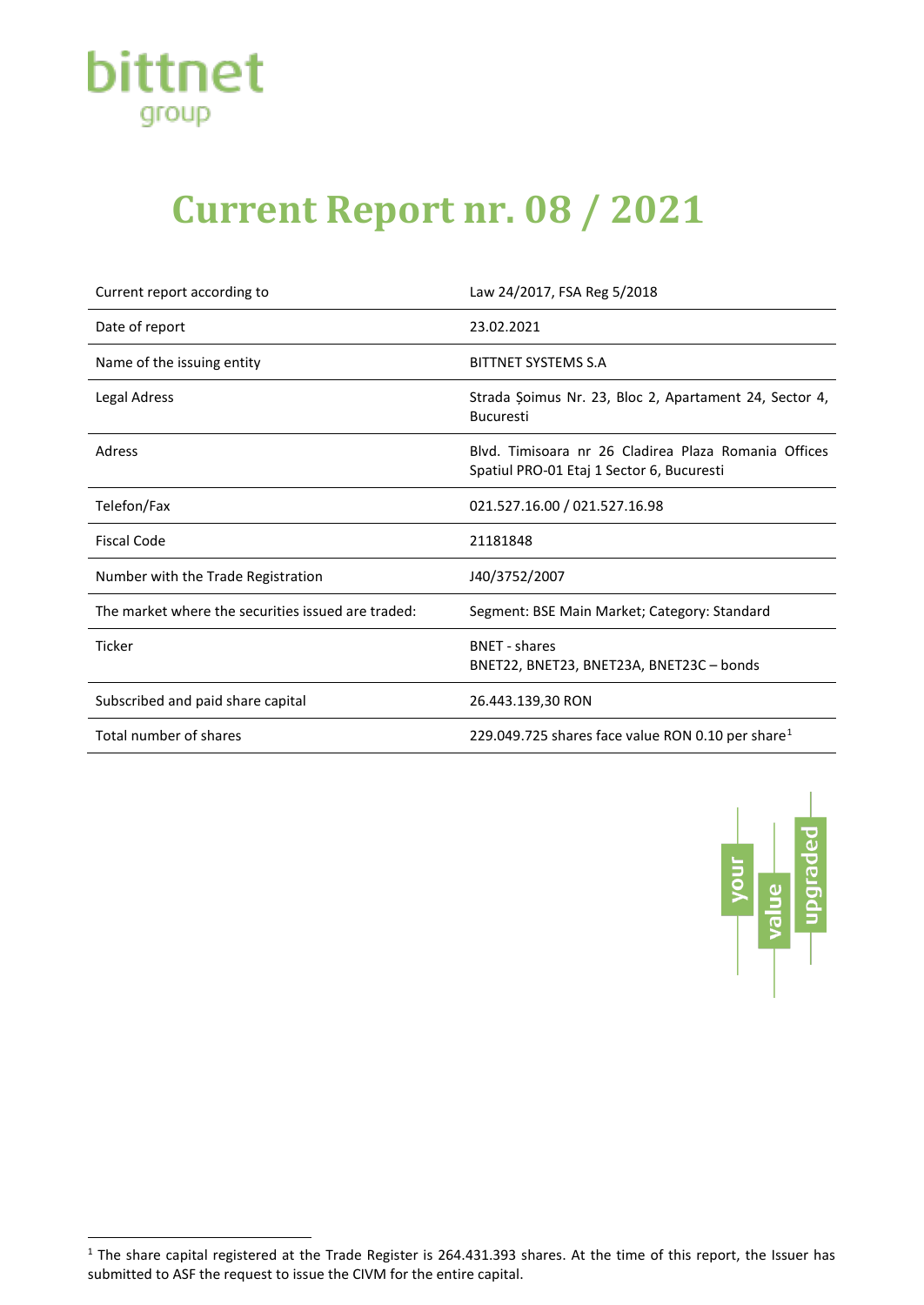bittnet group

# Current Report nr. 08 / 2021

| | |
|---|---|
| Current report according to | Law 24/2017, FSA Reg 5/2018 |
| Date of report | 23.02.2021 |
| Name of the issuing entity | BITTNET SYSTEMS S.A |
| Legal Adress | Strada Șoimus Nr. 23, Bloc 2, Apartament 24, Sector 4, Bucuresti |
| Adress | Blvd. Timisoara nr 26 Cladirea Plaza Romania Offices Spatiul PRO-01 Etaj 1 Sector 6, Bucuresti |
| Telefon/Fax | 021.527.16.00 / 021.527.16.98 |
| Fiscal Code | 21181848 |
| Number with the Trade Registration | J40/3752/2007 |
| The market where the securities issued are traded: | Segment: BSE Main Market; Category: Standard |
| Ticker | BNET - shares<br>BNET22, BNET23, BNET23A, BNET23C – bonds |
| Subscribed and paid share capital | 26.443.139,30 RON |
| Total number of shares | 229.049.725 shares face value RON 0.10 per share[1] |

[1] The share capital registered at the Trade Register is 264.431.393 shares. At the time of this report, the Issuer has submitted to ASF the request to issue the CIVM for the entire capital.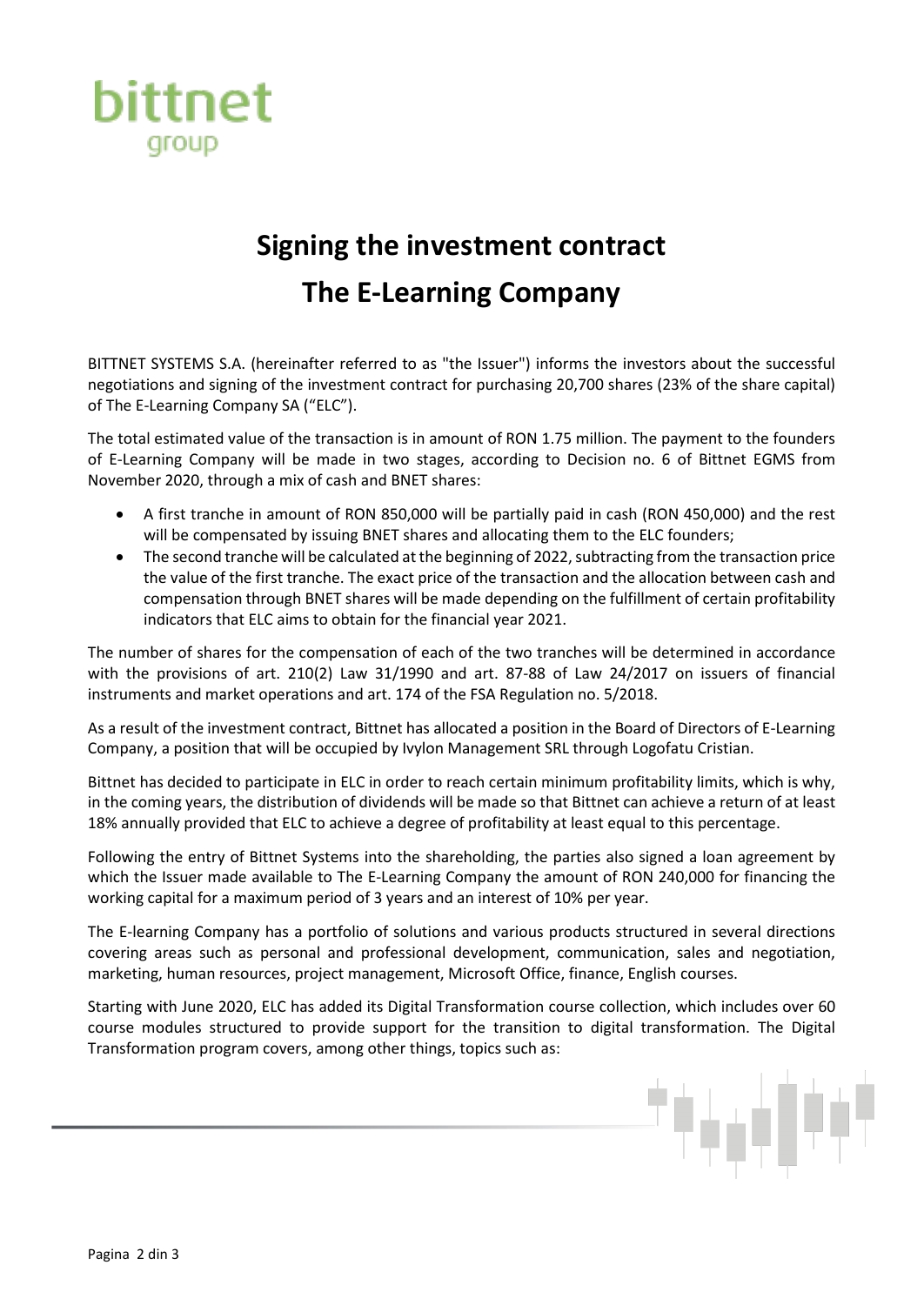# Signing the investment contract

# The E-Learning Company

BITTNET SYSTEMS S.A. (hereinafter referred to as "the Issuer") informs the investors about the successful negotiations and signing of the investment contract for purchasing 20,700 shares (23% of the share capital) of The E-Learning Company SA ("ELC").

The total estimated value of the transaction is in amount of RON 1.75 million. The payment to the founders of E-Learning Company will be made in two stages, according to Decision no. 6 of Bittnet EGMS from November 2020, through a mix of cash and BNET shares:

- A first tranche in amount of RON 850,000 will be partially paid in cash (RON 450,000) and the rest will be compensated by issuing BNET shares and allocating them to the ELC founders;
- The second tranche will be calculated at the beginning of 2022, subtracting from the transaction price the value of the first tranche. The exact price of the transaction and the allocation between cash and compensation through BNET shares will be made depending on the fulfillment of certain profitability indicators that ELC aims to obtain for the financial year 2021.

The number of shares for the compensation of each of the two tranches will be determined in accordance with the provisions of art. 210(2) Law 31/1990 and art. 87-88 of Law 24/2017 on issuers of financial instruments and market operations and art. 174 of the FSA Regulation no. 5/2018.

As a result of the investment contract, Bittnet has allocated a position in the Board of Directors of E-Learning Company, a position that will be occupied by Ivylon Management SRL through Logofatu Cristian.

Bittnet has decided to participate in ELC in order to reach certain minimum profitability limits, which is why, in the coming years, the distribution of dividends will be made so that Bittnet can achieve a return of at least 18% annually provided that ELC to achieve a degree of profitability at least equal to this percentage.

Following the entry of Bittnet Systems into the shareholding, the parties also signed a loan agreement by which the Issuer made available to The E-Learning Company the amount of RON 240,000 for financing the working capital for a maximum period of 3 years and an interest of 10% per year.

The E-learning Company has a portfolio of solutions and various products structured in several directions covering areas such as personal and professional development, communication, sales and negotiation, marketing, human resources, project management, Microsoft Office, finance, English courses.

Starting with June 2020, ELC has added its Digital Transformation course collection, which includes over 60 course modules structured to provide support for the transition to digital transformation. The Digital Transformation program covers, among other things, topics such as: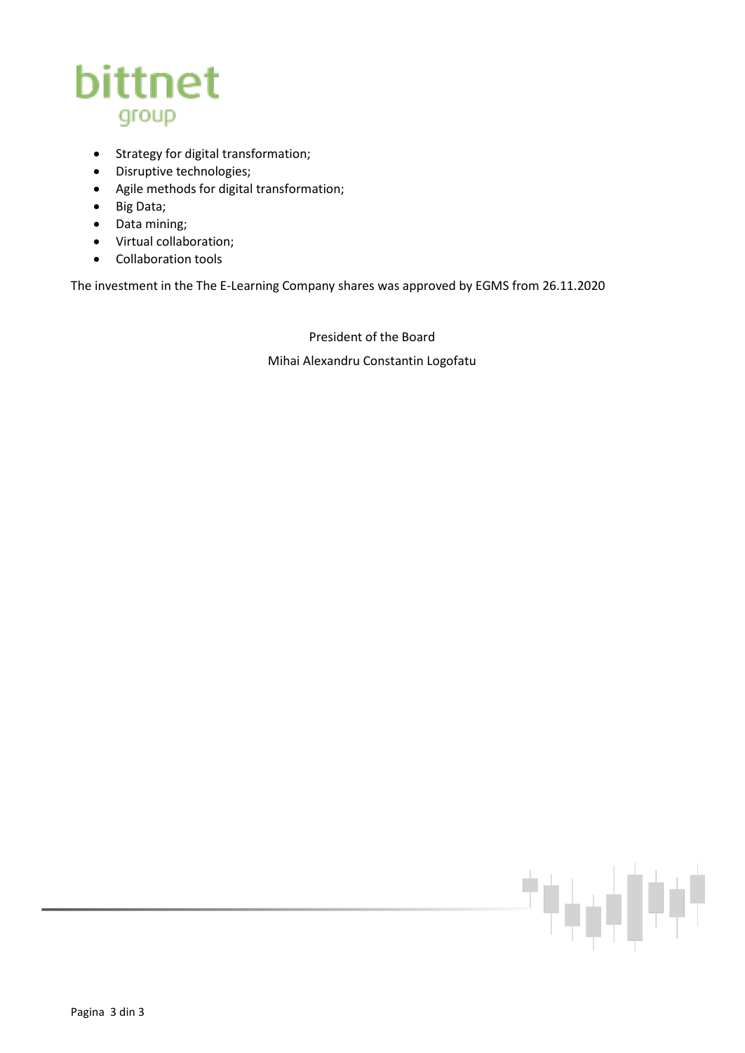- Strategy for digital transformation;
- Disruptive technologies;
- Agile methods for digital transformation;
- Big Data;
- Data mining;
- Virtual collaboration;
- Collaboration tools

The investment in the The E-Learning Company shares was approved by EGMS from 26.11.2020

President of the Board

Mihai Alexandru Constantin Logofatu